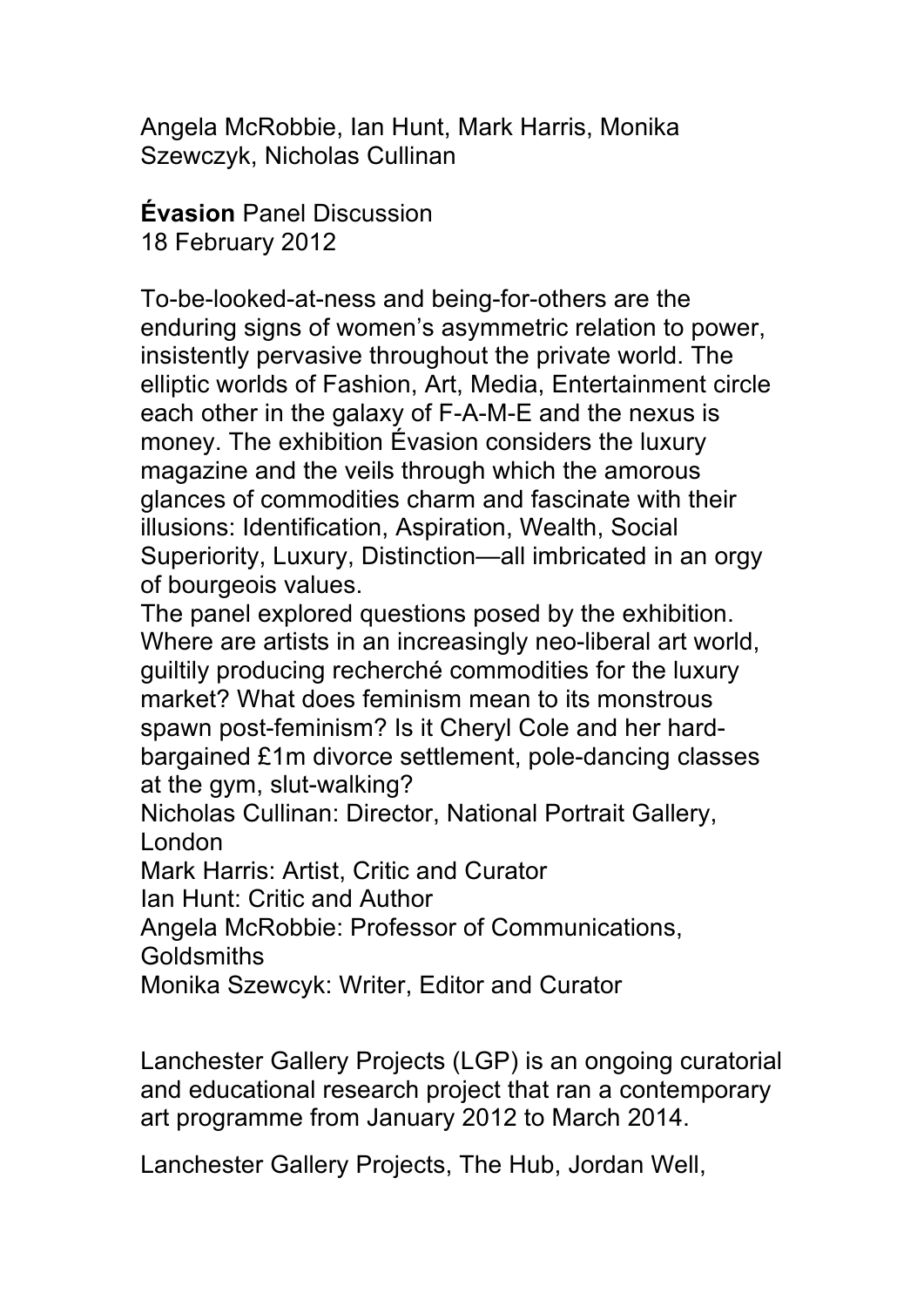Angela McRobbie, Ian Hunt, Mark Harris, Monika Szewczyk, Nicholas Cullinan

**Évasion** Panel Discussion
18 February 2012

To-be-looked-at-ness and being-for-others are the enduring signs of women's asymmetric relation to power, insistently pervasive throughout the private world. The elliptic worlds of Fashion, Art, Media, Entertainment circle each other in the galaxy of F-A-M-E and the nexus is money. The exhibition Évasion considers the luxury magazine and the veils through which the amorous glances of commodities charm and fascinate with their illusions: Identification, Aspiration, Wealth, Social Superiority, Luxury, Distinction—all imbricated in an orgy of bourgeois values.
The panel explored questions posed by the exhibition. Where are artists in an increasingly neo-liberal art world, guiltily producing recherché commodities for the luxury market? What does feminism mean to its monstrous spawn post-feminism? Is it Cheryl Cole and her hard-bargained £1m divorce settlement, pole-dancing classes at the gym, slut-walking?
Nicholas Cullinan: Director, National Portrait Gallery, London
Mark Harris: Artist, Critic and Curator
Ian Hunt: Critic and Author
Angela McRobbie: Professor of Communications, Goldsmiths
Monika Szewcyk: Writer, Editor and Curator

Lanchester Gallery Projects (LGP) is an ongoing curatorial and educational research project that ran a contemporary art programme from January 2012 to March 2014.

Lanchester Gallery Projects, The Hub, Jordan Well,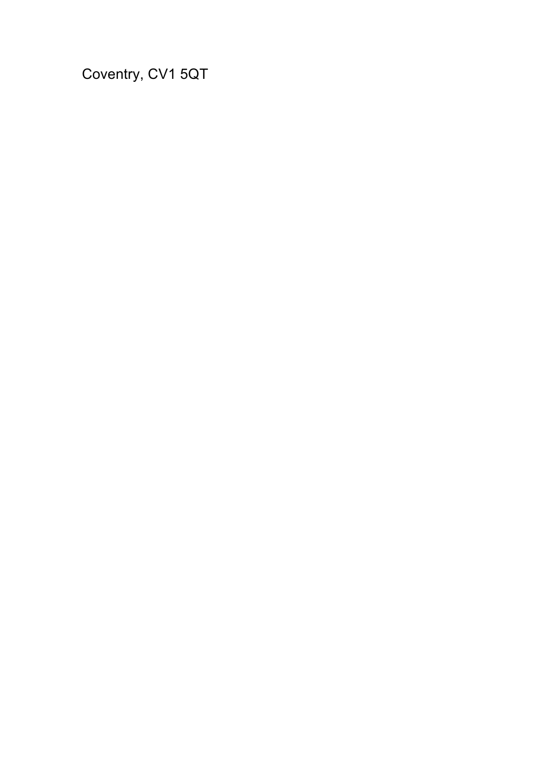Coventry, CV1 5QT